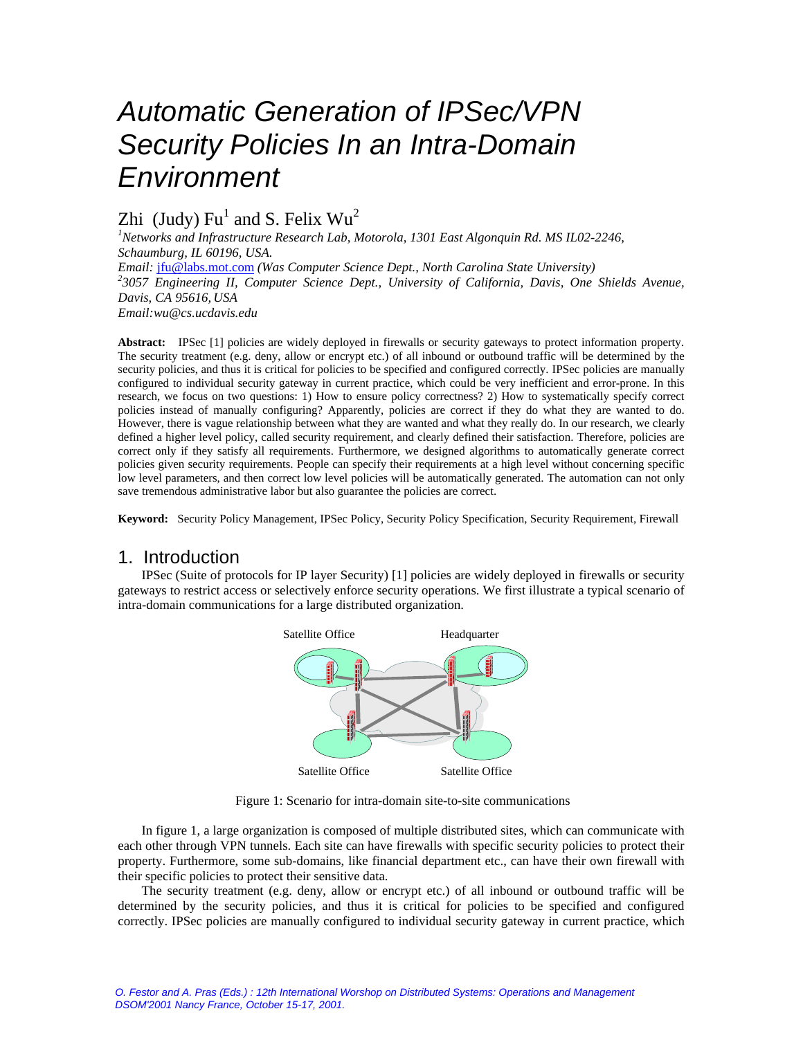# Automatic Generation of IPSec/VPN Security Policies In an Intra-Domain Environment

Zhi (Judy) Fu[1] and S. Felix Wu[2]

*[1]Networks and Infrastructure Research Lab, Motorola, 1301 East Algonquin Rd. MS IL02-2246, Schaumburg, IL 60196, USA.*
*Email:* jfu@labs.mot.com *(Was Computer Science Dept., North Carolina State University)*
*[2]3057 Engineering II, Computer Science Dept., University of California, Davis, One Shields Avenue, Davis, CA 95616, USA*
*Email:wu@cs.ucdavis.edu*

**Abstract:** IPSec [1] policies are widely deployed in firewalls or security gateways to protect information property. The security treatment (e.g. deny, allow or encrypt etc.) of all inbound or outbound traffic will be determined by the security policies, and thus it is critical for policies to be specified and configured correctly. IPSec policies are manually configured to individual security gateway in current practice, which could be very inefficient and error-prone. In this research, we focus on two questions: 1) How to ensure policy correctness? 2) How to systematically specify correct policies instead of manually configuring? Apparently, policies are correct if they do what they are wanted to do. However, there is vague relationship between what they are wanted and what they really do. In our research, we clearly defined a higher level policy, called security requirement, and clearly defined their satisfaction. Therefore, policies are correct only if they satisfy all requirements. Furthermore, we designed algorithms to automatically generate correct policies given security requirements. People can specify their requirements at a high level without concerning specific low level parameters, and then correct low level policies will be automatically generated. The automation can not only save tremendous administrative labor but also guarantee the policies are correct.

**Keyword:** Security Policy Management, IPSec Policy, Security Policy Specification, Security Requirement, Firewall

## 1. Introduction

IPSec (Suite of protocols for IP layer Security) [1] policies are widely deployed in firewalls or security gateways to restrict access or selectively enforce security operations. We first illustrate a typical scenario of intra-domain communications for a large distributed organization.

Figure 1: Scenario for intra-domain site-to-site communications

In figure 1, a large organization is composed of multiple distributed sites, which can communicate with each other through VPN tunnels. Each site can have firewalls with specific security policies to protect their property. Furthermore, some sub-domains, like financial department etc., can have their own firewall with their specific policies to protect their sensitive data.

The security treatment (e.g. deny, allow or encrypt etc.) of all inbound or outbound traffic will be determined by the security policies, and thus it is critical for policies to be specified and configured correctly. IPSec policies are manually configured to individual security gateway in current practice, which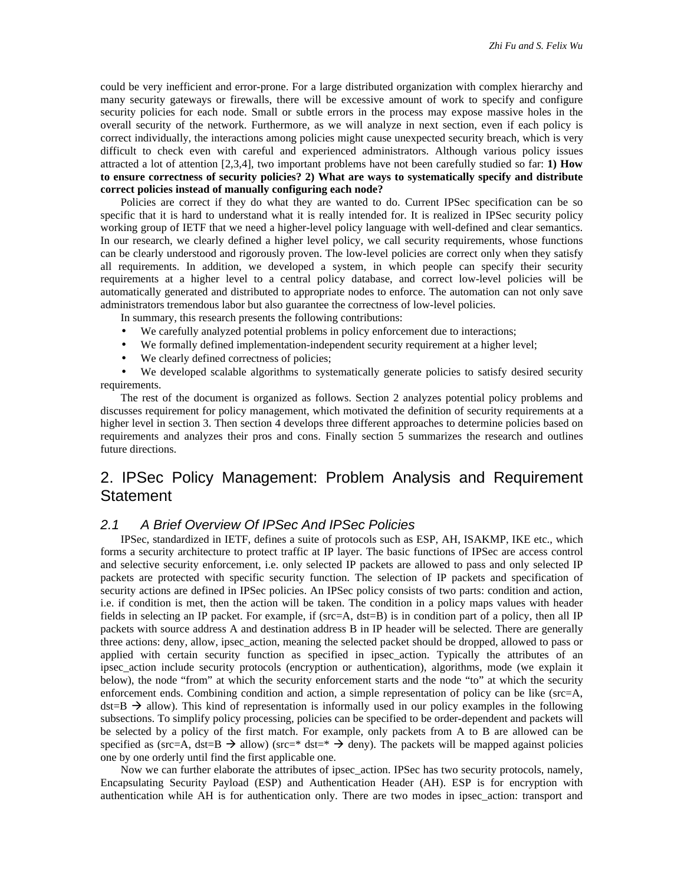could be very inefficient and error-prone. For a large distributed organization with complex hierarchy and many security gateways or firewalls, there will be excessive amount of work to specify and configure security policies for each node. Small or subtle errors in the process may expose massive holes in the overall security of the network. Furthermore, as we will analyze in next section, even if each policy is correct individually, the interactions among policies might cause unexpected security breach, which is very difficult to check even with careful and experienced administrators. Although various policy issues attracted a lot of attention [2,3,4], two important problems have not been carefully studied so far: **1) How to ensure correctness of security policies? 2) What are ways to systematically specify and distribute correct policies instead of manually configuring each node?**

Policies are correct if they do what they are wanted to do. Current IPSec specification can be so specific that it is hard to understand what it is really intended for. It is realized in IPSec security policy working group of IETF that we need a higher-level policy language with well-defined and clear semantics. In our research, we clearly defined a higher level policy, we call security requirements, whose functions can be clearly understood and rigorously proven. The low-level policies are correct only when they satisfy all requirements. In addition, we developed a system, in which people can specify their security requirements at a higher level to a central policy database, and correct low-level policies will be automatically generated and distributed to appropriate nodes to enforce. The automation can not only save administrators tremendous labor but also guarantee the correctness of low-level policies.

In summary, this research presents the following contributions:

- We carefully analyzed potential problems in policy enforcement due to interactions;
- We formally defined implementation-independent security requirement at a higher level;
- We clearly defined correctness of policies;
- We developed scalable algorithms to systematically generate policies to satisfy desired security requirements.

The rest of the document is organized as follows. Section 2 analyzes potential policy problems and discusses requirement for policy management, which motivated the definition of security requirements at a higher level in section 3. Then section 4 develops three different approaches to determine policies based on requirements and analyzes their pros and cons. Finally section 5 summarizes the research and outlines future directions.

## 2. IPSec Policy Management: Problem Analysis and Requirement Statement

### *2.1 A Brief Overview Of IPSec And IPSec Policies*

IPSec, standardized in IETF, defines a suite of protocols such as ESP, AH, ISAKMP, IKE etc., which forms a security architecture to protect traffic at IP layer. The basic functions of IPSec are access control and selective security enforcement, i.e. only selected IP packets are allowed to pass and only selected IP packets are protected with specific security function. The selection of IP packets and specification of security actions are defined in IPSec policies. An IPSec policy consists of two parts: condition and action, i.e. if condition is met, then the action will be taken. The condition in a policy maps values with header fields in selecting an IP packet. For example, if (src=A, dst=B) is in condition part of a policy, then all IP packets with source address A and destination address B in IP header will be selected. There are generally three actions: deny, allow, ipsec_action, meaning the selected packet should be dropped, allowed to pass or applied with certain security function as specified in ipsec_action. Typically the attributes of an ipsec_action include security protocols (encryption or authentication), algorithms, mode (we explain it below), the node "from" at which the security enforcement starts and the node "to" at which the security enforcement ends. Combining condition and action, a simple representation of policy can be like (src=A, dst=B → allow). This kind of representation is informally used in our policy examples in the following subsections. To simplify policy processing, policies can be specified to be order-dependent and packets will be selected by a policy of the first match. For example, only packets from A to B are allowed can be specified as (src=A, dst=B → allow) (src=* dst=* → deny). The packets will be mapped against policies one by one orderly until find the first applicable one.

Now we can further elaborate the attributes of ipsec_action. IPSec has two security protocols, namely, Encapsulating Security Payload (ESP) and Authentication Header (AH). ESP is for encryption with authentication while AH is for authentication only. There are two modes in ipsec_action: transport and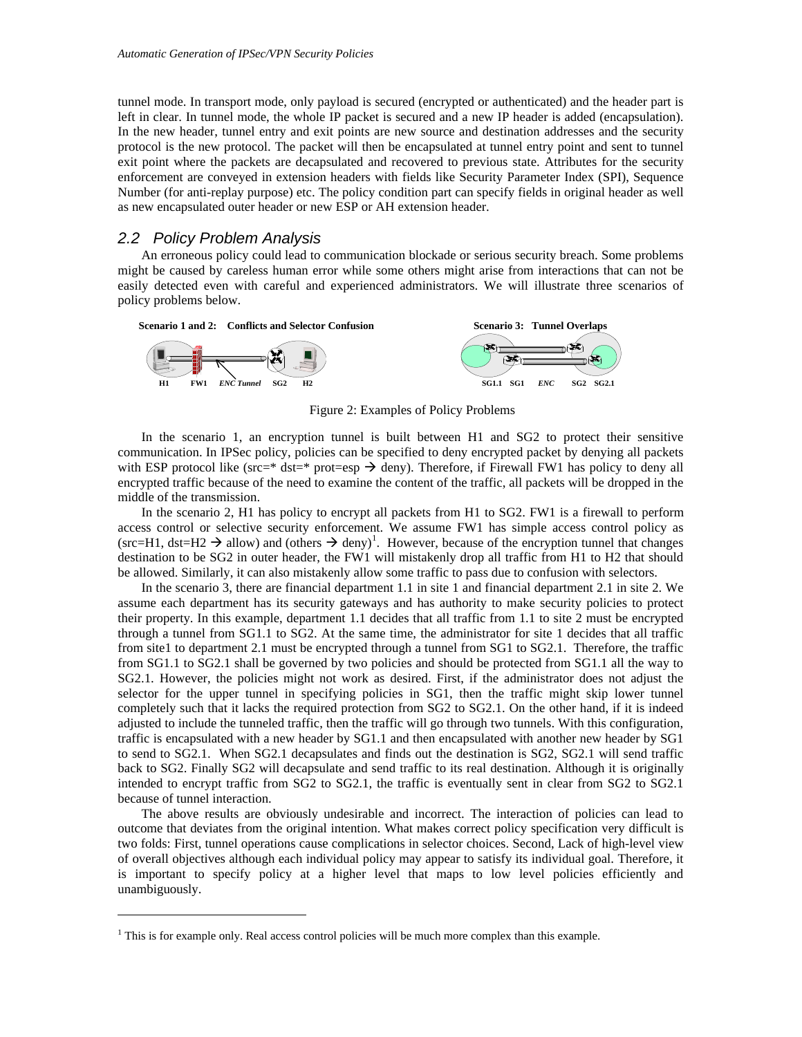tunnel mode. In transport mode, only payload is secured (encrypted or authenticated) and the header part is left in clear. In tunnel mode, the whole IP packet is secured and a new IP header is added (encapsulation). In the new header, tunnel entry and exit points are new source and destination addresses and the security protocol is the new protocol. The packet will then be encapsulated at tunnel entry point and sent to tunnel exit point where the packets are decapsulated and recovered to previous state. Attributes for the security enforcement are conveyed in extension headers with fields like Security Parameter Index (SPI), Sequence Number (for anti-replay purpose) etc. The policy condition part can specify fields in original header as well as new encapsulated outer header or new ESP or AH extension header.

## 2.2 Policy Problem Analysis

An erroneous policy could lead to communication blockade or serious security breach. Some problems might be caused by careless human error while some others might arise from interactions that can not be easily detected even with careful and experienced administrators. We will illustrate three scenarios of policy problems below.

**Scenario 1 and 2: Conflicts and Selector Confusion**

H1 FW1 *ENC Tunnel* SG2 H2

**Scenario 3: Tunnel Overlaps**

SG1.1 SG1 *ENC* SG2 SG2.1

Figure 2: Examples of Policy Problems

In the scenario 1, an encryption tunnel is built between H1 and SG2 to protect their sensitive communication. In IPSec policy, policies can be specified to deny encrypted packet by denying all packets with ESP protocol like (src=* dst=* prot=esp → deny). Therefore, if Firewall FW1 has policy to deny all encrypted traffic because of the need to examine the content of the traffic, all packets will be dropped in the middle of the transmission.

In the scenario 2, H1 has policy to encrypt all packets from H1 to SG2. FW1 is a firewall to perform access control or selective security enforcement. We assume FW1 has simple access control policy as (src=H1, dst=H2 → allow) and (others → deny)[1]. However, because of the encryption tunnel that changes destination to be SG2 in outer header, the FW1 will mistakenly drop all traffic from H1 to H2 that should be allowed. Similarly, it can also mistakenly allow some traffic to pass due to confusion with selectors.

In the scenario 3, there are financial department 1.1 in site 1 and financial department 2.1 in site 2. We assume each department has its security gateways and has authority to make security policies to protect their property. In this example, department 1.1 decides that all traffic from 1.1 to site 2 must be encrypted through a tunnel from SG1.1 to SG2. At the same time, the administrator for site 1 decides that all traffic from site1 to department 2.1 must be encrypted through a tunnel from SG1 to SG2.1. Therefore, the traffic from SG1.1 to SG2.1 shall be governed by two policies and should be protected from SG1.1 all the way to SG2.1. However, the policies might not work as desired. First, if the administrator does not adjust the selector for the upper tunnel in specifying policies in SG1, then the traffic might skip lower tunnel completely such that it lacks the required protection from SG2 to SG2.1. On the other hand, if it is indeed adjusted to include the tunneled traffic, then the traffic will go through two tunnels. With this configuration, traffic is encapsulated with a new header by SG1.1 and then encapsulated with another new header by SG1 to send to SG2.1. When SG2.1 decapsulates and finds out the destination is SG2, SG2.1 will send traffic back to SG2. Finally SG2 will decapsulate and send traffic to its real destination. Although it is originally intended to encrypt traffic from SG2 to SG2.1, the traffic is eventually sent in clear from SG2 to SG2.1 because of tunnel interaction.

The above results are obviously undesirable and incorrect. The interaction of policies can lead to outcome that deviates from the original intention. What makes correct policy specification very difficult is two folds: First, tunnel operations cause complications in selector choices. Second, Lack of high-level view of overall objectives although each individual policy may appear to satisfy its individual goal. Therefore, it is important to specify policy at a higher level that maps to low level policies efficiently and unambiguously.

---

[1] This is for example only. Real access control policies will be much more complex than this example.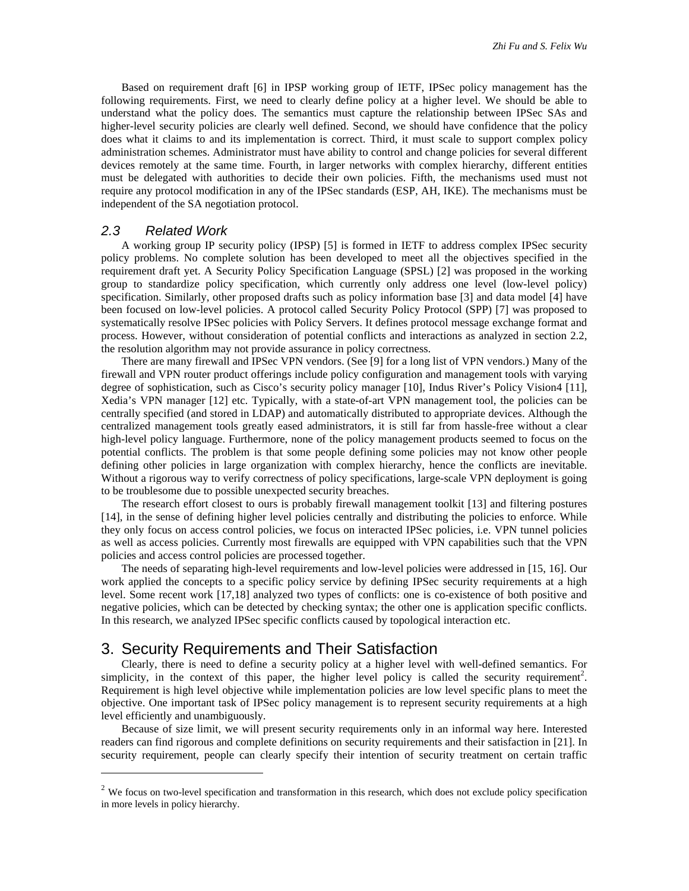Based on requirement draft [6] in IPSP working group of IETF, IPSec policy management has the following requirements. First, we need to clearly define policy at a higher level. We should be able to understand what the policy does. The semantics must capture the relationship between IPSec SAs and higher-level security policies are clearly well defined. Second, we should have confidence that the policy does what it claims to and its implementation is correct. Third, it must scale to support complex policy administration schemes. Administrator must have ability to control and change policies for several different devices remotely at the same time. Fourth, in larger networks with complex hierarchy, different entities must be delegated with authorities to decide their own policies. Fifth, the mechanisms used must not require any protocol modification in any of the IPSec standards (ESP, AH, IKE). The mechanisms must be independent of the SA negotiation protocol.

### 2.3 Related Work

A working group IP security policy (IPSP) [5] is formed in IETF to address complex IPSec security policy problems. No complete solution has been developed to meet all the objectives specified in the requirement draft yet. A Security Policy Specification Language (SPSL) [2] was proposed in the working group to standardize policy specification, which currently only address one level (low-level policy) specification. Similarly, other proposed drafts such as policy information base [3] and data model [4] have been focused on low-level policies. A protocol called Security Policy Protocol (SPP) [7] was proposed to systematically resolve IPSec policies with Policy Servers. It defines protocol message exchange format and process. However, without consideration of potential conflicts and interactions as analyzed in section 2.2, the resolution algorithm may not provide assurance in policy correctness.

There are many firewall and IPSec VPN vendors. (See [9] for a long list of VPN vendors.) Many of the firewall and VPN router product offerings include policy configuration and management tools with varying degree of sophistication, such as Cisco's security policy manager [10], Indus River's Policy Vision4 [11], Xedia's VPN manager [12] etc. Typically, with a state-of-art VPN management tool, the policies can be centrally specified (and stored in LDAP) and automatically distributed to appropriate devices. Although the centralized management tools greatly eased administrators, it is still far from hassle-free without a clear high-level policy language. Furthermore, none of the policy management products seemed to focus on the potential conflicts. The problem is that some people defining some policies may not know other people defining other policies in large organization with complex hierarchy, hence the conflicts are inevitable. Without a rigorous way to verify correctness of policy specifications, large-scale VPN deployment is going to be troublesome due to possible unexpected security breaches.

The research effort closest to ours is probably firewall management toolkit [13] and filtering postures [14], in the sense of defining higher level policies centrally and distributing the policies to enforce. While they only focus on access control policies, we focus on interacted IPSec policies, i.e. VPN tunnel policies as well as access policies. Currently most firewalls are equipped with VPN capabilities such that the VPN policies and access control policies are processed together.

The needs of separating high-level requirements and low-level policies were addressed in [15, 16]. Our work applied the concepts to a specific policy service by defining IPSec security requirements at a high level. Some recent work [17,18] analyzed two types of conflicts: one is co-existence of both positive and negative policies, which can be detected by checking syntax; the other one is application specific conflicts. In this research, we analyzed IPSec specific conflicts caused by topological interaction etc.

## 3. Security Requirements and Their Satisfaction

Clearly, there is need to define a security policy at a higher level with well-defined semantics. For simplicity, in the context of this paper, the higher level policy is called the security requirement[2]. Requirement is high level objective while implementation policies are low level specific plans to meet the objective. One important task of IPSec policy management is to represent security requirements at a high level efficiently and unambiguously.

Because of size limit, we will present security requirements only in an informal way here. Interested readers can find rigorous and complete definitions on security requirements and their satisfaction in [21]. In security requirement, people can clearly specify their intention of security treatment on certain traffic

[2] We focus on two-level specification and transformation in this research, which does not exclude policy specification in more levels in policy hierarchy.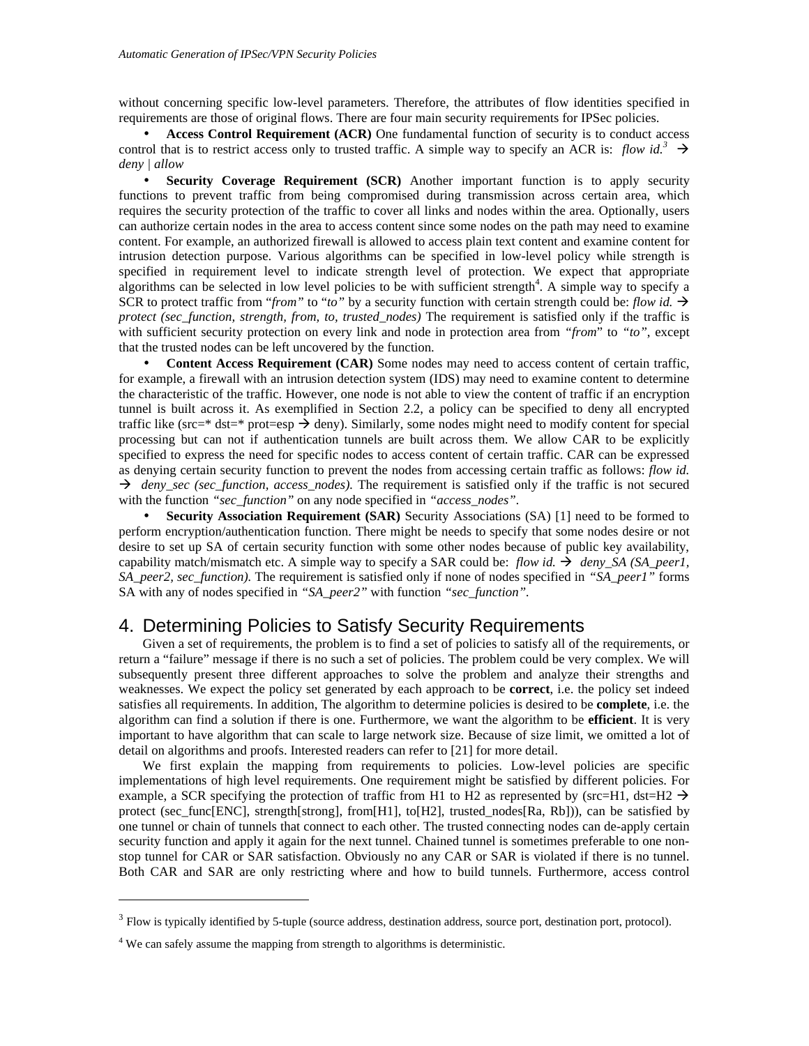without concerning specific low-level parameters. Therefore, the attributes of flow identities specified in requirements are those of original flows. There are four main security requirements for IPSec policies.

- **Access Control Requirement (ACR)** One fundamental function of security is to conduct access control that is to restrict access only to trusted traffic. A simple way to specify an ACR is: *flow id.*[3] → *deny | allow*
- **Security Coverage Requirement (SCR)** Another important function is to apply security functions to prevent traffic from being compromised during transmission across certain area, which requires the security protection of the traffic to cover all links and nodes within the area. Optionally, users can authorize certain nodes in the area to access content since some nodes on the path may need to examine content. For example, an authorized firewall is allowed to access plain text content and examine content for intrusion detection purpose. Various algorithms can be specified in low-level policy while strength is specified in requirement level to indicate strength level of protection. We expect that appropriate algorithms can be selected in low level policies to be with sufficient strength[4]. A simple way to specify a SCR to protect traffic from "*from*" to "*to*" by a security function with certain strength could be: *flow id.* → *protect (sec_function, strength, from, to, trusted_nodes)* The requirement is satisfied only if the traffic is with sufficient security protection on every link and node in protection area from "*from*" to "*to*", except that the trusted nodes can be left uncovered by the function.
- **Content Access Requirement (CAR)** Some nodes may need to access content of certain traffic, for example, a firewall with an intrusion detection system (IDS) may need to examine content to determine the characteristic of the traffic. However, one node is not able to view the content of traffic if an encryption tunnel is built across it. As exemplified in Section 2.2, a policy can be specified to deny all encrypted traffic like (src=* dst=* prot=esp → deny). Similarly, some nodes might need to modify content for special processing but can not if authentication tunnels are built across them. We allow CAR to be explicitly specified to express the need for specific nodes to access content of certain traffic. CAR can be expressed as denying certain security function to prevent the nodes from accessing certain traffic as follows: *flow id.* → *deny_sec (sec_function, access_nodes).* The requirement is satisfied only if the traffic is not secured with the function "*sec_function*" on any node specified in "*access_nodes*".
- **Security Association Requirement (SAR)** Security Associations (SA) [1] need to be formed to perform encryption/authentication function. There might be needs to specify that some nodes desire or not desire to set up SA of certain security function with some other nodes because of public key availability, capability match/mismatch etc. A simple way to specify a SAR could be: *flow id.* → *deny_SA (SA_peer1, SA_peer2, sec_function).* The requirement is satisfied only if none of nodes specified in "*SA_peer1*" forms SA with any of nodes specified in "*SA_peer2*" with function "*sec_function*".

## 4. Determining Policies to Satisfy Security Requirements

Given a set of requirements, the problem is to find a set of policies to satisfy all of the requirements, or return a "failure" message if there is no such a set of policies. The problem could be very complex. We will subsequently present three different approaches to solve the problem and analyze their strengths and weaknesses. We expect the policy set generated by each approach to be **correct**, i.e. the policy set indeed satisfies all requirements. In addition, The algorithm to determine policies is desired to be **complete**, i.e. the algorithm can find a solution if there is one. Furthermore, we want the algorithm to be **efficient**. It is very important to have algorithm that can scale to large network size. Because of size limit, we omitted a lot of detail on algorithms and proofs. Interested readers can refer to [21] for more detail.

We first explain the mapping from requirements to policies. Low-level policies are specific implementations of high level requirements. One requirement might be satisfied by different policies. For example, a SCR specifying the protection of traffic from H1 to H2 as represented by (src=H1, dst=H2 → protect (sec_func[ENC], strength[strong], from[H1], to[H2], trusted_nodes[Ra, Rb])), can be satisfied by one tunnel or chain of tunnels that connect to each other. The trusted connecting nodes can de-apply certain security function and apply it again for the next tunnel. Chained tunnel is sometimes preferable to one non-stop tunnel for CAR or SAR satisfaction. Obviously no any CAR or SAR is violated if there is no tunnel. Both CAR and SAR are only restricting where and how to build tunnels. Furthermore, access control

---

[3] Flow is typically identified by 5-tuple (source address, destination address, source port, destination port, protocol).

[4] We can safely assume the mapping from strength to algorithms is deterministic.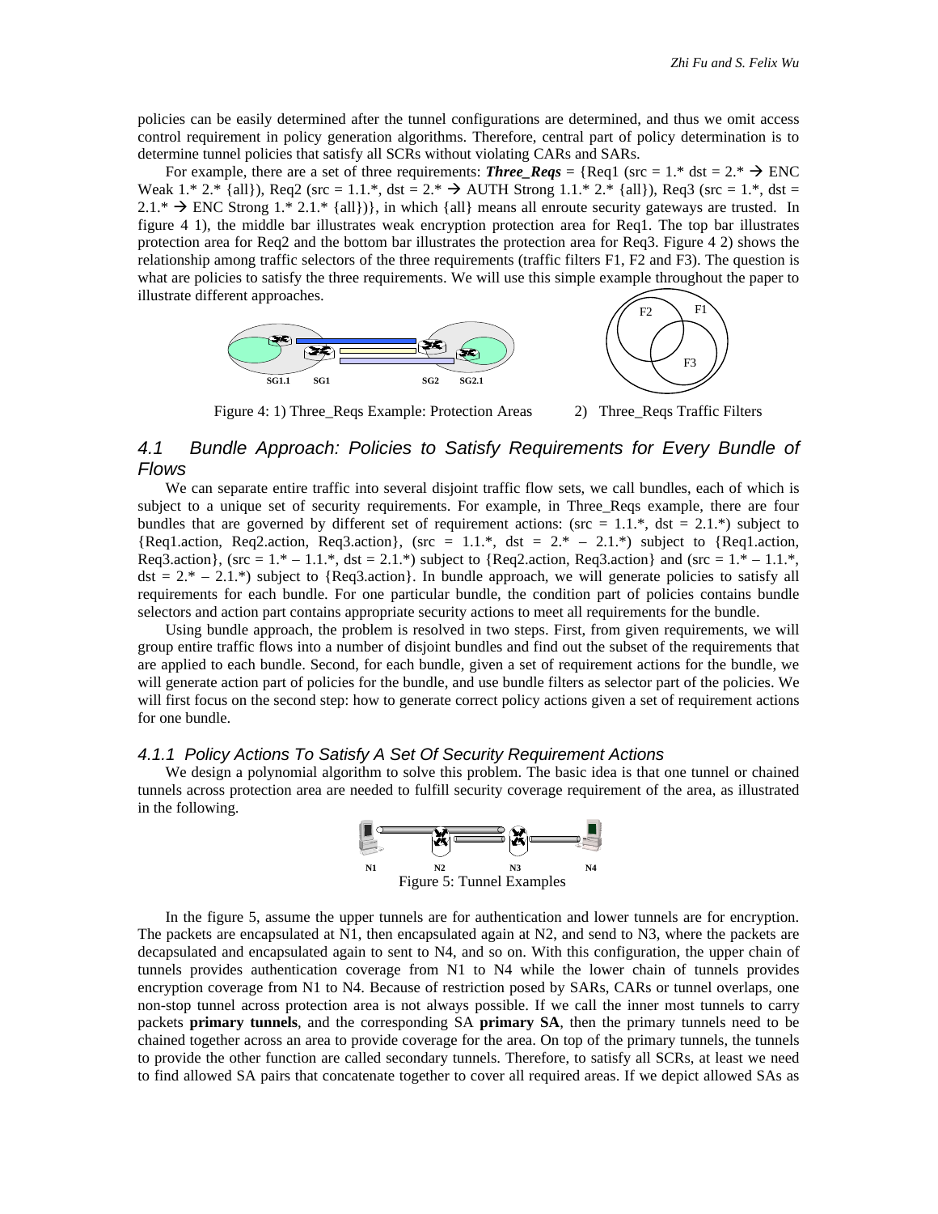policies can be easily determined after the tunnel configurations are determined, and thus we omit access control requirement in policy generation algorithms. Therefore, central part of policy determination is to determine tunnel policies that satisfy all SCRs without violating CARs and SARs.

For example, there are a set of three requirements: ***Three_Reqs*** = {Req1 (src = 1.* dst = 2.* → ENC Weak 1.* 2.* {all}), Req2 (src = 1.1.*, dst = 2.* → AUTH Strong 1.1.* 2.* {all}), Req3 (src = 1.*, dst = 2.1.* → ENC Strong 1.* 2.1.* {all})}, in which {all} means all enroute security gateways are trusted. In figure 4 1), the middle bar illustrates weak encryption protection area for Req1. The top bar illustrates protection area for Req2 and the bottom bar illustrates the protection area for Req3. Figure 4 2) shows the relationship among traffic selectors of the three requirements (traffic filters F1, F2 and F3). The question is what are policies to satisfy the three requirements. We will use this simple example throughout the paper to illustrate different approaches.

Figure 4: 1) Three_Reqs Example: Protection Areas 2) Three_Reqs Traffic Filters

## 4.1 Bundle Approach: Policies to Satisfy Requirements for Every Bundle of Flows

We can separate entire traffic into several disjoint traffic flow sets, we call bundles, each of which is subject to a unique set of security requirements. For example, in Three_Reqs example, there are four bundles that are governed by different set of requirement actions: (src = 1.1.*, dst = 2.1.*) subject to {Req1.action, Req2.action, Req3.action}, (src = 1.1.*, dst = 2.* – 2.1.*) subject to {Req1.action, Req3.action}, (src = 1.* – 1.1.*, dst = 2.1.*) subject to {Req2.action, Req3.action} and (src = 1.* – 1.1.*, dst = 2.* – 2.1.*) subject to {Req3.action}. In bundle approach, we will generate policies to satisfy all requirements for each bundle. For one particular bundle, the condition part of policies contains bundle selectors and action part contains appropriate security actions to meet all requirements for the bundle.

Using bundle approach, the problem is resolved in two steps. First, from given requirements, we will group entire traffic flows into a number of disjoint bundles and find out the subset of the requirements that are applied to each bundle. Second, for each bundle, given a set of requirement actions for the bundle, we will generate action part of policies for the bundle, and use bundle filters as selector part of the policies. We will first focus on the second step: how to generate correct policy actions given a set of requirement actions for one bundle.

### 4.1.1 Policy Actions To Satisfy A Set Of Security Requirement Actions

We design a polynomial algorithm to solve this problem. The basic idea is that one tunnel or chained tunnels across protection area are needed to fulfill security coverage requirement of the area, as illustrated in the following.

Figure 5: Tunnel Examples

In the figure 5, assume the upper tunnels are for authentication and lower tunnels are for encryption. The packets are encapsulated at N1, then encapsulated again at N2, and send to N3, where the packets are decapsulated and encapsulated again to sent to N4, and so on. With this configuration, the upper chain of tunnels provides authentication coverage from N1 to N4 while the lower chain of tunnels provides encryption coverage from N1 to N4. Because of restriction posed by SARs, CARs or tunnel overlaps, one non-stop tunnel across protection area is not always possible. If we call the inner most tunnels to carry packets **primary tunnels**, and the corresponding SA **primary SA**, then the primary tunnels need to be chained together across an area to provide coverage for the area. On top of the primary tunnels, the tunnels to provide the other function are called secondary tunnels. Therefore, to satisfy all SCRs, at least we need to find allowed SA pairs that concatenate together to cover all required areas. If we depict allowed SAs as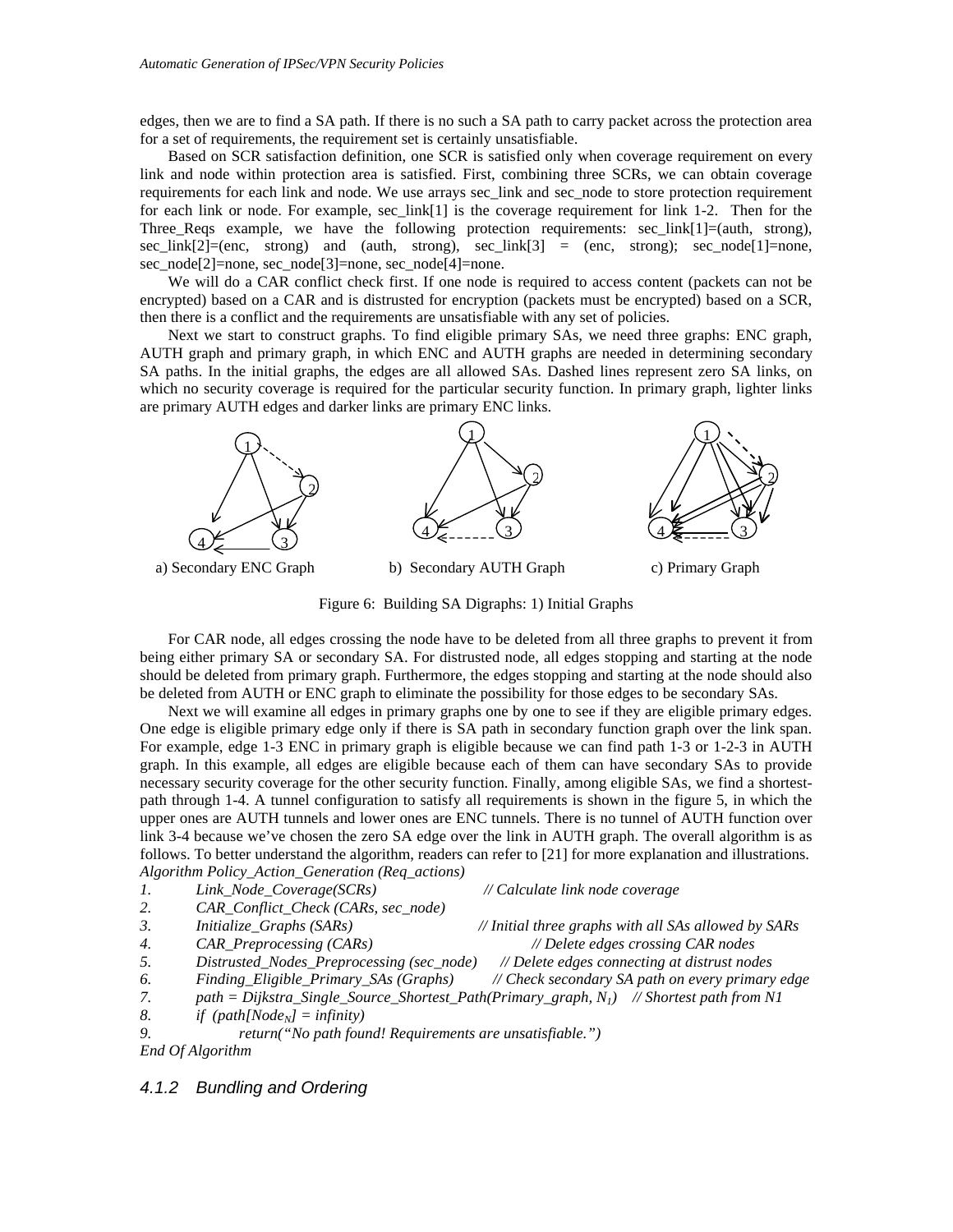edges, then we are to find a SA path. If there is no such a SA path to carry packet across the protection area for a set of requirements, the requirement set is certainly unsatisfiable.

Based on SCR satisfaction definition, one SCR is satisfied only when coverage requirement on every link and node within protection area is satisfied. First, combining three SCRs, we can obtain coverage requirements for each link and node. We use arrays sec_link and sec_node to store protection requirement for each link or node. For example, sec_link[1] is the coverage requirement for link 1-2. Then for the Three_Reqs example, we have the following protection requirements: sec_link[1]=(auth, strong), sec_link[2]=(enc, strong) and (auth, strong), sec_link[3] = (enc, strong); sec_node[1]=none, sec_node[2]=none, sec_node[3]=none, sec_node[4]=none.

We will do a CAR conflict check first. If one node is required to access content (packets can not be encrypted) based on a CAR and is distrusted for encryption (packets must be encrypted) based on a SCR, then there is a conflict and the requirements are unsatisfiable with any set of policies.

Next we start to construct graphs. To find eligible primary SAs, we need three graphs: ENC graph, AUTH graph and primary graph, in which ENC and AUTH graphs are needed in determining secondary SA paths. In the initial graphs, the edges are all allowed SAs. Dashed lines represent zero SA links, on which no security coverage is required for the particular security function. In primary graph, lighter links are primary AUTH edges and darker links are primary ENC links.

a) Secondary ENC Graph b) Secondary AUTH Graph c) Primary Graph

Figure 6: Building SA Digraphs: 1) Initial Graphs

For CAR node, all edges crossing the node have to be deleted from all three graphs to prevent it from being either primary SA or secondary SA. For distrusted node, all edges stopping and starting at the node should be deleted from primary graph. Furthermore, the edges stopping and starting at the node should also be deleted from AUTH or ENC graph to eliminate the possibility for those edges to be secondary SAs.

Next we will examine all edges in primary graphs one by one to see if they are eligible primary edges. One edge is eligible primary edge only if there is SA path in secondary function graph over the link span. For example, edge 1-3 ENC in primary graph is eligible because we can find path 1-3 or 1-2-3 in AUTH graph. In this example, all edges are eligible because each of them can have secondary SAs to provide necessary security coverage for the other security function. Finally, among eligible SAs, we find a shortest-path through 1-4. A tunnel configuration to satisfy all requirements is shown in the figure 5, in which the upper ones are AUTH tunnels and lower ones are ENC tunnels. There is no tunnel of AUTH function over link 3-4 because we've chosen the zero SA edge over the link in AUTH graph. The overall algorithm is as follows. To better understand the algorithm, readers can refer to [21] for more explanation and illustrations.

*Algorithm Policy_Action_Generation (Req_actions)*

1. *Link_Node_Coverage(SCRs)* // *Calculate link node coverage*
2. *CAR_Conflict_Check (CARs, sec_node)*
3. *Initialize_Graphs (SARs)* // *Initial three graphs with all SAs allowed by SARs*
4. *CAR_Preprocessing (CARs)* // *Delete edges crossing CAR nodes*
5. *Distrusted_Nodes_Preprocessing (sec_node)* // *Delete edges connecting at distrust nodes*
6. *Finding_Eligible_Primary_SAs (Graphs)* // *Check secondary SA path on every primary edge*
7. *path = Dijkstra_Single_Source_Shortest_Path(Primary_graph, $N_1$)* // *Shortest path from N1*
8. *if (path[$Node_N$] = infinity)*
9. *return("No path found! Requirements are unsatisfiable.")*

*End Of Algorithm*

### 4.1.2 Bundling and Ordering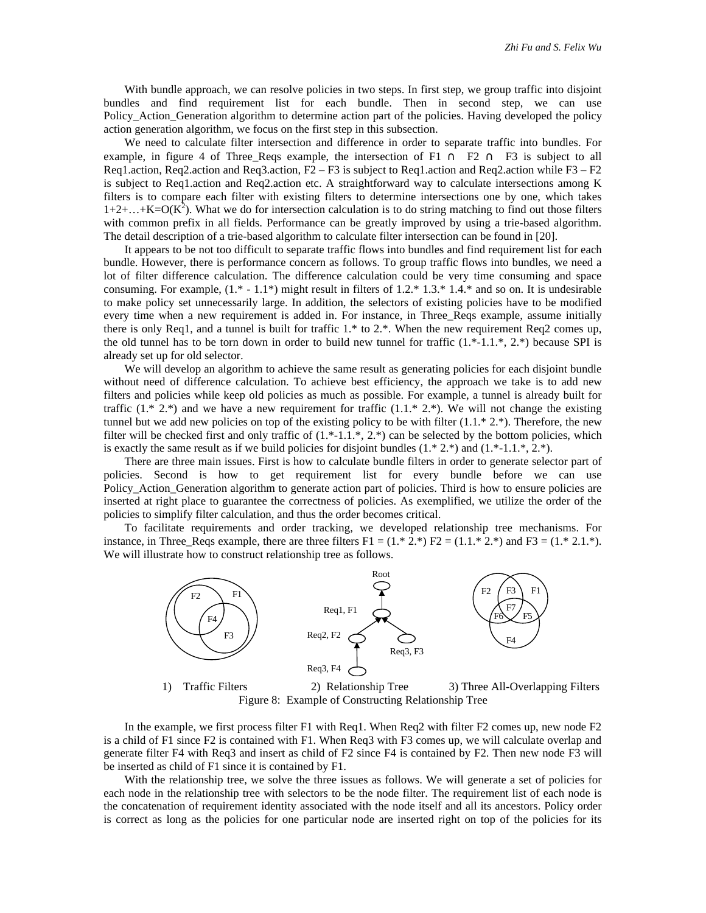With bundle approach, we can resolve policies in two steps. In first step, we group traffic into disjoint bundles and find requirement list for each bundle. Then in second step, we can use Policy_Action_Generation algorithm to determine action part of the policies. Having developed the policy action generation algorithm, we focus on the first step in this subsection.

We need to calculate filter intersection and difference in order to separate traffic into bundles. For example, in figure 4 of Three_Reqs example, the intersection of F1 ∩ F2 ∩ F3 is subject to all Req1.action, Req2.action and Req3.action, F2 – F3 is subject to Req1.action and Req2.action while F3 – F2 is subject to Req1.action and Req2.action etc. A straightforward way to calculate intersections among K filters is to compare each filter with existing filters to determine intersections one by one, which takes $1+2+\ldots+K=O(K^2)$. What we do for intersection calculation is to do string matching to find out those filters with common prefix in all fields. Performance can be greatly improved by using a trie-based algorithm. The detail description of a trie-based algorithm to calculate filter intersection can be found in [20].

It appears to be not too difficult to separate traffic flows into bundles and find requirement list for each bundle. However, there is performance concern as follows. To group traffic flows into bundles, we need a lot of filter difference calculation. The difference calculation could be very time consuming and space consuming. For example, (1.* - 1.1*) might result in filters of 1.2.* 1.3.* 1.4.* and so on. It is undesirable to make policy set unnecessarily large. In addition, the selectors of existing policies have to be modified every time when a new requirement is added in. For instance, in Three_Reqs example, assume initially there is only Req1, and a tunnel is built for traffic 1.* to 2.*. When the new requirement Req2 comes up, the old tunnel has to be torn down in order to build new tunnel for traffic (1.*-1.1.*, 2.*) because SPI is already set up for old selector.

We will develop an algorithm to achieve the same result as generating policies for each disjoint bundle without need of difference calculation. To achieve best efficiency, the approach we take is to add new filters and policies while keep old policies as much as possible. For example, a tunnel is already built for traffic (1.* 2.*) and we have a new requirement for traffic (1.1.* 2.*). We will not change the existing tunnel but we add new policies on top of the existing policy to be with filter (1.1.* 2.*). Therefore, the new filter will be checked first and only traffic of (1.*-1.1.*, 2.*) can be selected by the bottom policies, which is exactly the same result as if we build policies for disjoint bundles (1.* 2.*) and (1.*-1.1.*, 2.*).

There are three main issues. First is how to calculate bundle filters in order to generate selector part of policies. Second is how to get requirement list for every bundle before we can use Policy_Action_Generation algorithm to generate action part of policies. Third is how to ensure policies are inserted at right place to guarantee the correctness of policies. As exemplified, we utilize the order of the policies to simplify filter calculation, and thus the order becomes critical.

To facilitate requirements and order tracking, we developed relationship tree mechanisms. For instance, in Three_Reqs example, there are three filters F1 = (1.* 2.*) F2 = (1.1.* 2.*) and F3 = (1.* 2.1.*). We will illustrate how to construct relationship tree as follows.

1) Traffic Filters 2) Relationship Tree 3) Three All-Overlapping Filters

Figure 8: Example of Constructing Relationship Tree

In the example, we first process filter F1 with Req1. When Req2 with filter F2 comes up, new node F2 is a child of F1 since F2 is contained with F1. When Req3 with F3 comes up, we will calculate overlap and generate filter F4 with Req3 and insert as child of F2 since F4 is contained by F2. Then new node F3 will be inserted as child of F1 since it is contained by F1.

With the relationship tree, we solve the three issues as follows. We will generate a set of policies for each node in the relationship tree with selectors to be the node filter. The requirement list of each node is the concatenation of requirement identity associated with the node itself and all its ancestors. Policy order is correct as long as the policies for one particular node are inserted right on top of the policies for its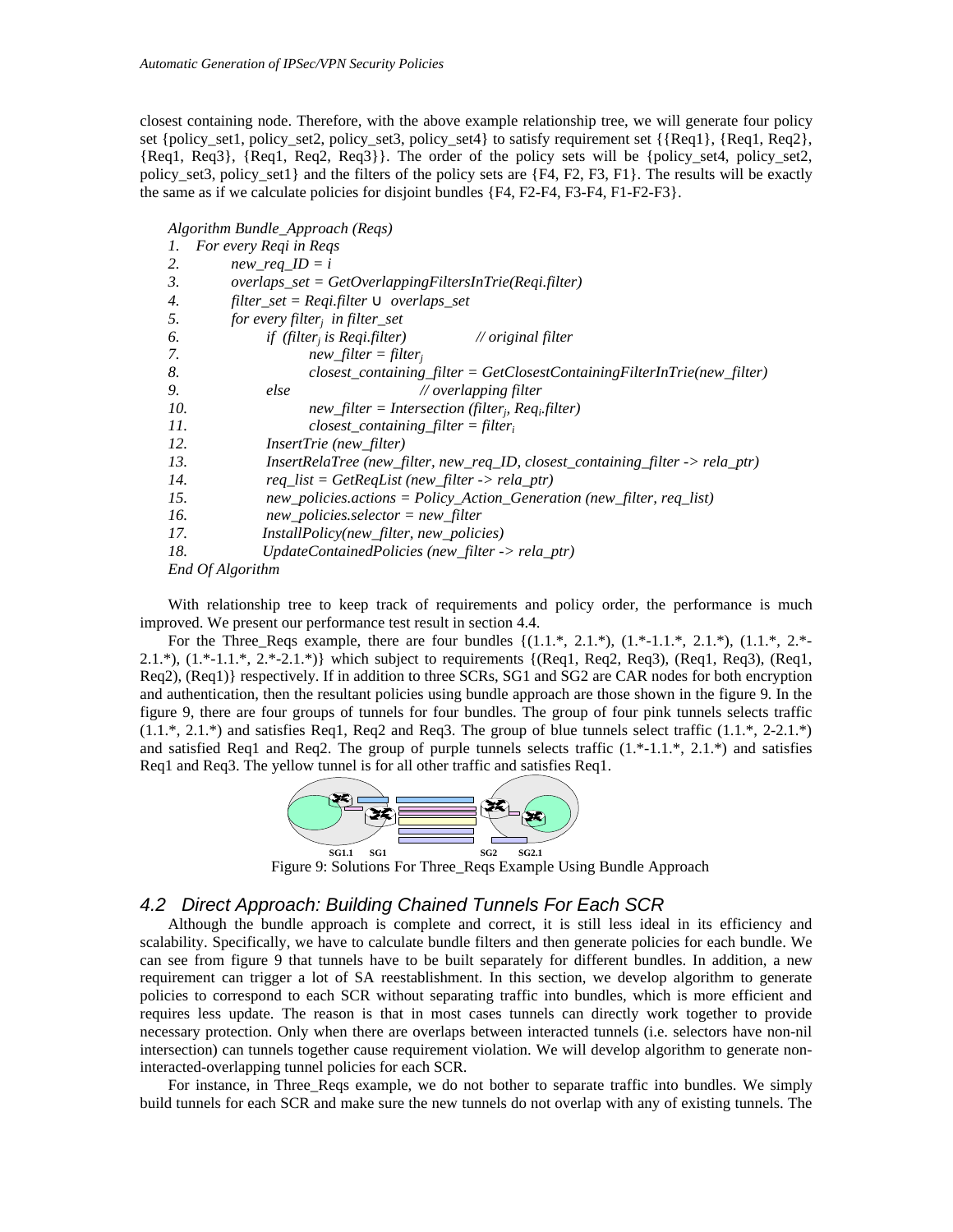closest containing node. Therefore, with the above example relationship tree, we will generate four policy set {policy_set1, policy_set2, policy_set3, policy_set4} to satisfy requirement set {{Req1}, {Req1, Req2}, {Req1, Req3}, {Req1, Req2, Req3}}. The order of the policy sets will be {policy_set4, policy_set2, policy_set3, policy_set1} and the filters of the policy sets are {F4, F2, F3, F1}. The results will be exactly the same as if we calculate policies for disjoint bundles {F4, F2-F4, F3-F4, F1-F2-F3}.

```
Algorithm Bundle_Approach (Reqs)
1.  For every Reqi in Reqs
2.      new_req_ID = i
3.      overlaps_set = GetOverlappingFiltersInTrie(Reqi.filter)
4.      filter_set = Reqi.filter ∪ overlaps_set
5.      for every filter_j in filter_set
6.          if (filter_j is Reqi.filter)            // original filter
7.              new_filter = filter_j
8.              closest_containing_filter = GetClosestContainingFilterInTrie(new_filter)
9.          else                                    // overlapping filter
10.             new_filter = Intersection (filter_j, Req_i.filter)
11.             closest_containing_filter = filter_i
12.         InsertTrie (new_filter)
13.         InsertRelaTree (new_filter, new_req_ID, closest_containing_filter -> rela_ptr)
14.         req_list = GetReqList (new_filter -> rela_ptr)
15.         new_policies.actions = Policy_Action_Generation (new_filter, req_list)
16.         new_policies.selector = new_filter
17.         InstallPolicy(new_filter, new_policies)
18.         UpdateContainedPolicies (new_filter -> rela_ptr)
End Of Algorithm
```

With relationship tree to keep track of requirements and policy order, the performance is much improved. We present our performance test result in section 4.4.

For the Three_Reqs example, there are four bundles {(1.1.*, 2.1.*), (1.*-1.1.*, 2.1.*), (1.1.*, 2.*-2.1.*), (1.*-1.1.*, 2.*-2.1.*)} which subject to requirements {(Req1, Req2, Req3), (Req1, Req3), (Req1, Req2), (Req1)} respectively. If in addition to three SCRs, SG1 and SG2 are CAR nodes for both encryption and authentication, then the resultant policies using bundle approach are those shown in the figure 9. In the figure 9, there are four groups of tunnels for four bundles. The group of four pink tunnels selects traffic (1.1.*, 2.1.*) and satisfies Req1, Req2 and Req3. The group of blue tunnels select traffic (1.1.*, 2-2.1.*) and satisfied Req1 and Req2. The group of purple tunnels selects traffic (1.*-1.1.*, 2.1.*) and satisfies Req1 and Req3. The yellow tunnel is for all other traffic and satisfies Req1.

SG1.1 SG1 SG2 SG2.1

Figure 9: Solutions For Three_Reqs Example Using Bundle Approach

## 4.2 Direct Approach: Building Chained Tunnels For Each SCR

Although the bundle approach is complete and correct, it is still less ideal in its efficiency and scalability. Specifically, we have to calculate bundle filters and then generate policies for each bundle. We can see from figure 9 that tunnels have to be built separately for different bundles. In addition, a new requirement can trigger a lot of SA reestablishment. In this section, we develop algorithm to generate policies to correspond to each SCR without separating traffic into bundles, which is more efficient and requires less update. The reason is that in most cases tunnels can directly work together to provide necessary protection. Only when there are overlaps between interacted tunnels (i.e. selectors have non-nil intersection) can tunnels together cause requirement violation. We will develop algorithm to generate non-interacted-overlapping tunnel policies for each SCR.

For instance, in Three_Reqs example, we do not bother to separate traffic into bundles. We simply build tunnels for each SCR and make sure the new tunnels do not overlap with any of existing tunnels. The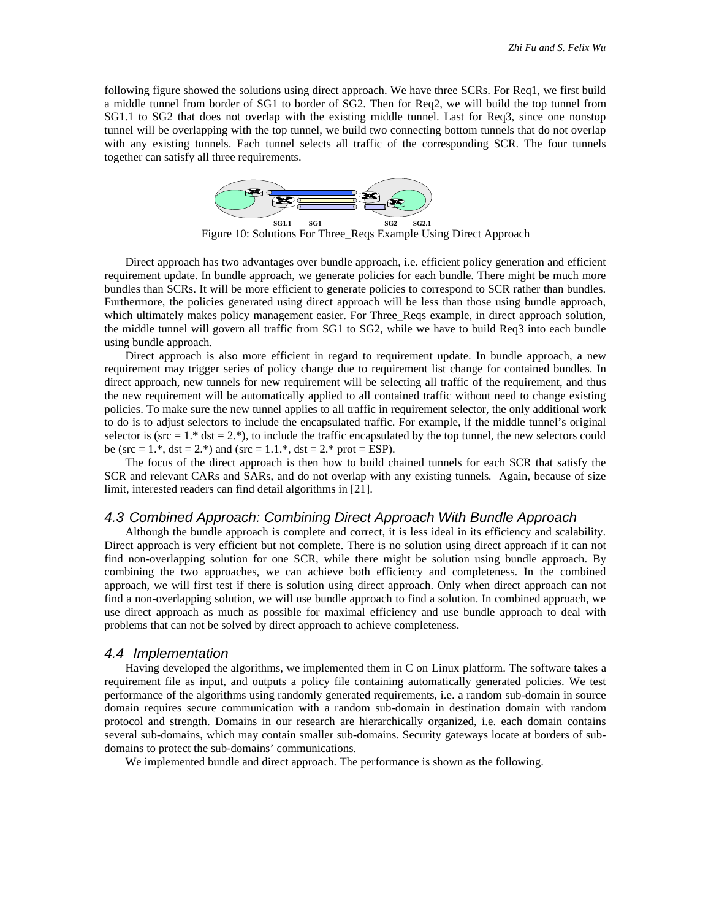following figure showed the solutions using direct approach. We have three SCRs. For Req1, we first build a middle tunnel from border of SG1 to border of SG2. Then for Req2, we will build the top tunnel from SG1.1 to SG2 that does not overlap with the existing middle tunnel. Last for Req3, since one nonstop tunnel will be overlapping with the top tunnel, we build two connecting bottom tunnels that do not overlap with any existing tunnels. Each tunnel selects all traffic of the corresponding SCR. The four tunnels together can satisfy all three requirements.

SG1.1 SG1 SG2 SG2.1

Figure 10: Solutions For Three_Reqs Example Using Direct Approach

Direct approach has two advantages over bundle approach, i.e. efficient policy generation and efficient requirement update. In bundle approach, we generate policies for each bundle. There might be much more bundles than SCRs. It will be more efficient to generate policies to correspond to SCR rather than bundles. Furthermore, the policies generated using direct approach will be less than those using bundle approach, which ultimately makes policy management easier. For Three_Reqs example, in direct approach solution, the middle tunnel will govern all traffic from SG1 to SG2, while we have to build Req3 into each bundle using bundle approach.

Direct approach is also more efficient in regard to requirement update. In bundle approach, a new requirement may trigger series of policy change due to requirement list change for contained bundles. In direct approach, new tunnels for new requirement will be selecting all traffic of the requirement, and thus the new requirement will be automatically applied to all contained traffic without need to change existing policies. To make sure the new tunnel applies to all traffic in requirement selector, the only additional work to do is to adjust selectors to include the encapsulated traffic. For example, if the middle tunnel's original selector is (src = 1.* dst = 2.*), to include the traffic encapsulated by the top tunnel, the new selectors could be (src = 1.*, dst = 2.*) and (src = 1.1.*, dst = 2.* prot = ESP).

The focus of the direct approach is then how to build chained tunnels for each SCR that satisfy the SCR and relevant CARs and SARs, and do not overlap with any existing tunnels. Again, because of size limit, interested readers can find detail algorithms in [21].

### 4.3 Combined Approach: Combining Direct Approach With Bundle Approach

Although the bundle approach is complete and correct, it is less ideal in its efficiency and scalability. Direct approach is very efficient but not complete. There is no solution using direct approach if it can not find non-overlapping solution for one SCR, while there might be solution using bundle approach. By combining the two approaches, we can achieve both efficiency and completeness. In the combined approach, we will first test if there is solution using direct approach. Only when direct approach can not find a non-overlapping solution, we will use bundle approach to find a solution. In combined approach, we use direct approach as much as possible for maximal efficiency and use bundle approach to deal with problems that can not be solved by direct approach to achieve completeness.

### 4.4 Implementation

Having developed the algorithms, we implemented them in C on Linux platform. The software takes a requirement file as input, and outputs a policy file containing automatically generated policies. We test performance of the algorithms using randomly generated requirements, i.e. a random sub-domain in source domain requires secure communication with a random sub-domain in destination domain with random protocol and strength. Domains in our research are hierarchically organized, i.e. each domain contains several sub-domains, which may contain smaller sub-domains. Security gateways locate at borders of sub-domains to protect the sub-domains' communications.

We implemented bundle and direct approach. The performance is shown as the following.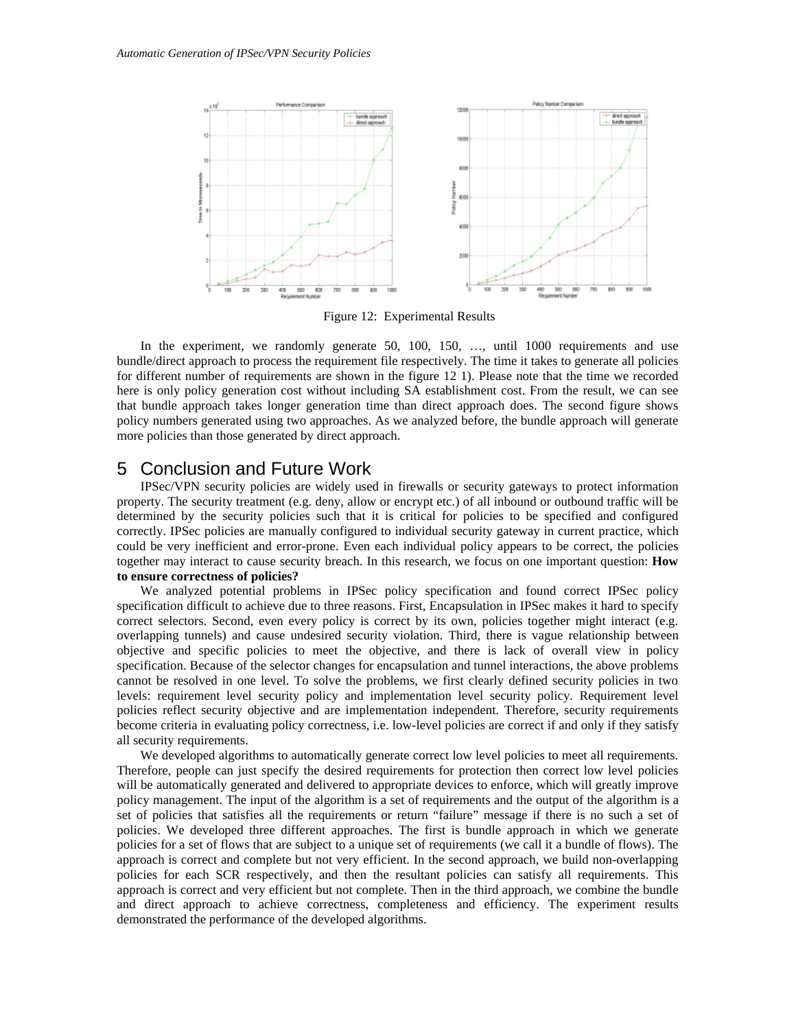Figure 12: Experimental Results

In the experiment, we randomly generate 50, 100, 150, …, until 1000 requirements and use bundle/direct approach to process the requirement file respectively. The time it takes to generate all policies for different number of requirements are shown in the figure 12 1). Please note that the time we recorded here is only policy generation cost without including SA establishment cost. From the result, we can see that bundle approach takes longer generation time than direct approach does. The second figure shows policy numbers generated using two approaches. As we analyzed before, the bundle approach will generate more policies than those generated by direct approach.

# 5 Conclusion and Future Work

IPSec/VPN security policies are widely used in firewalls or security gateways to protect information property. The security treatment (e.g. deny, allow or encrypt etc.) of all inbound or outbound traffic will be determined by the security policies such that it is critical for policies to be specified and configured correctly. IPSec policies are manually configured to individual security gateway in current practice, which could be very inefficient and error-prone. Even each individual policy appears to be correct, the policies together may interact to cause security breach. In this research, we focus on one important question: **How to ensure correctness of policies?**

We analyzed potential problems in IPSec policy specification and found correct IPSec policy specification difficult to achieve due to three reasons. First, Encapsulation in IPSec makes it hard to specify correct selectors. Second, even every policy is correct by its own, policies together might interact (e.g. overlapping tunnels) and cause undesired security violation. Third, there is vague relationship between objective and specific policies to meet the objective, and there is lack of overall view in policy specification. Because of the selector changes for encapsulation and tunnel interactions, the above problems cannot be resolved in one level. To solve the problems, we first clearly defined security policies in two levels: requirement level security policy and implementation level security policy. Requirement level policies reflect security objective and are implementation independent. Therefore, security requirements become criteria in evaluating policy correctness, i.e. low-level policies are correct if and only if they satisfy all security requirements.

We developed algorithms to automatically generate correct low level policies to meet all requirements. Therefore, people can just specify the desired requirements for protection then correct low level policies will be automatically generated and delivered to appropriate devices to enforce, which will greatly improve policy management. The input of the algorithm is a set of requirements and the output of the algorithm is a set of policies that satisfies all the requirements or return "failure" message if there is no such a set of policies. We developed three different approaches. The first is bundle approach in which we generate policies for a set of flows that are subject to a unique set of requirements (we call it a bundle of flows). The approach is correct and complete but not very efficient. In the second approach, we build non-overlapping policies for each SCR respectively, and then the resultant policies can satisfy all requirements. This approach is correct and very efficient but not complete. Then in the third approach, we combine the bundle and direct approach to achieve correctness, completeness and efficiency. The experiment results demonstrated the performance of the developed algorithms.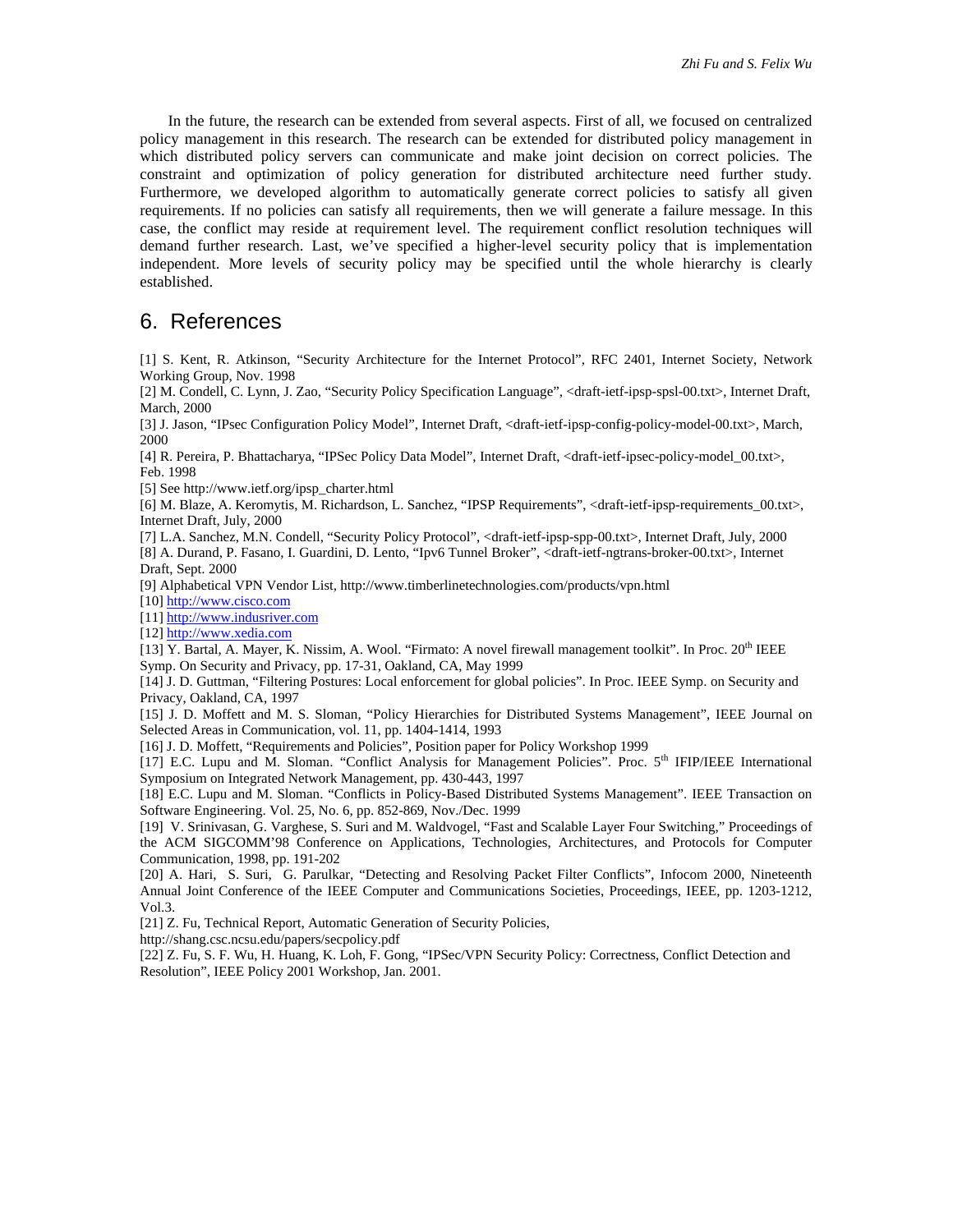In the future, the research can be extended from several aspects. First of all, we focused on centralized policy management in this research. The research can be extended for distributed policy management in which distributed policy servers can communicate and make joint decision on correct policies. The constraint and optimization of policy generation for distributed architecture need further study. Furthermore, we developed algorithm to automatically generate correct policies to satisfy all given requirements. If no policies can satisfy all requirements, then we will generate a failure message. In this case, the conflict may reside at requirement level. The requirement conflict resolution techniques will demand further research. Last, we've specified a higher-level security policy that is implementation independent. More levels of security policy may be specified until the whole hierarchy is clearly established.

## 6. References

[1] S. Kent, R. Atkinson, "Security Architecture for the Internet Protocol", RFC 2401, Internet Society, Network Working Group, Nov. 1998

[2] M. Condell, C. Lynn, J. Zao, "Security Policy Specification Language", <draft-ietf-ipsp-spsl-00.txt>, Internet Draft, March, 2000

[3] J. Jason, "IPsec Configuration Policy Model", Internet Draft, <draft-ietf-ipsp-config-policy-model-00.txt>, March, 2000

[4] R. Pereira, P. Bhattacharya, "IPSec Policy Data Model", Internet Draft, <draft-ietf-ipsec-policy-model_00.txt>, Feb. 1998

[5] See http://www.ietf.org/ipsp_charter.html

[6] M. Blaze, A. Keromytis, M. Richardson, L. Sanchez, "IPSP Requirements", <draft-ietf-ipsp-requirements_00.txt>, Internet Draft, July, 2000

[7] L.A. Sanchez, M.N. Condell, "Security Policy Protocol", <draft-ietf-ipsp-spp-00.txt>, Internet Draft, July, 2000

[8] A. Durand, P. Fasano, I. Guardini, D. Lento, "Ipv6 Tunnel Broker", <draft-ietf-ngtrans-broker-00.txt>, Internet Draft, Sept. 2000

[9] Alphabetical VPN Vendor List, http://www.timberlinetechnologies.com/products/vpn.html

[10] http://www.cisco.com

[11] http://www.indusriver.com

[12] http://www.xedia.com

[13] Y. Bartal, A. Mayer, K. Nissim, A. Wool. "Firmato: A novel firewall management toolkit". In Proc. 20th IEEE Symp. On Security and Privacy, pp. 17-31, Oakland, CA, May 1999

[14] J. D. Guttman, "Filtering Postures: Local enforcement for global policies". In Proc. IEEE Symp. on Security and Privacy, Oakland, CA, 1997

[15] J. D. Moffett and M. S. Sloman, "Policy Hierarchies for Distributed Systems Management", IEEE Journal on Selected Areas in Communication, vol. 11, pp. 1404-1414, 1993

[16] J. D. Moffett, "Requirements and Policies", Position paper for Policy Workshop 1999

[17] E.C. Lupu and M. Sloman. "Conflict Analysis for Management Policies". Proc. 5th IFIP/IEEE International Symposium on Integrated Network Management, pp. 430-443, 1997

[18] E.C. Lupu and M. Sloman. "Conflicts in Policy-Based Distributed Systems Management". IEEE Transaction on Software Engineering. Vol. 25, No. 6, pp. 852-869, Nov./Dec. 1999

[19] V. Srinivasan, G. Varghese, S. Suri and M. Waldvogel, "Fast and Scalable Layer Four Switching," Proceedings of the ACM SIGCOMM'98 Conference on Applications, Technologies, Architectures, and Protocols for Computer Communication, 1998, pp. 191-202

[20] A. Hari, S. Suri, G. Parulkar, "Detecting and Resolving Packet Filter Conflicts", Infocom 2000, Nineteenth Annual Joint Conference of the IEEE Computer and Communications Societies, Proceedings, IEEE, pp. 1203-1212, Vol.3.

[21] Z. Fu, Technical Report, Automatic Generation of Security Policies, http://shang.csc.ncsu.edu/papers/secpolicy.pdf

[22] Z. Fu, S. F. Wu, H. Huang, K. Loh, F. Gong, "IPSec/VPN Security Policy: Correctness, Conflict Detection and Resolution", IEEE Policy 2001 Workshop, Jan. 2001.